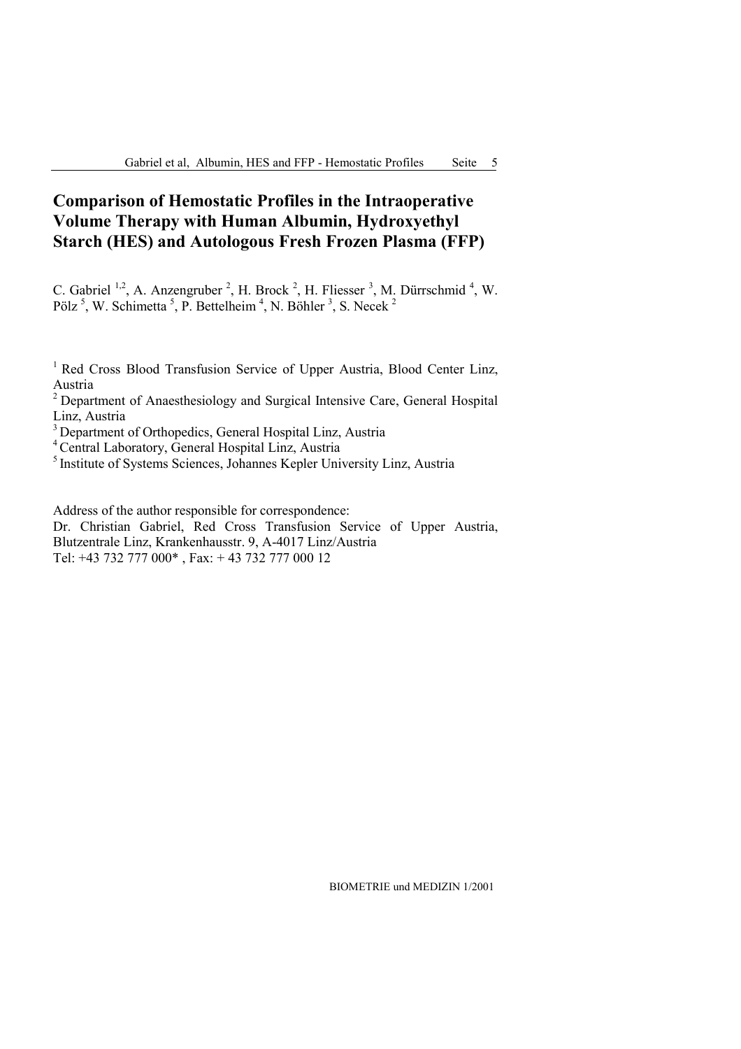# Comparison of Hemostatic Profiles in the Intraoperative Volume Therapy with Human Albumin, Hydroxyethyl Starch (HES) and Autologous Fresh Frozen Plasma (FFP)

C. Gabriel [1,2], A. Anzengruber [2], H. Brock [2], H. Fliesser [3], M. Dürrschmid [4], W. Pölz [5], W. Schimetta [5], P. Bettelheim [4], N. Böhler [3], S. Necek [2]

[1] Red Cross Blood Transfusion Service of Upper Austria, Blood Center Linz, Austria
[2] Department of Anaesthesiology and Surgical Intensive Care, General Hospital Linz, Austria
[3] Department of Orthopedics, General Hospital Linz, Austria
[4] Central Laboratory, General Hospital Linz, Austria
[5] Institute of Systems Sciences, Johannes Kepler University Linz, Austria

Address of the author responsible for correspondence:
Dr. Christian Gabriel, Red Cross Transfusion Service of Upper Austria, Blutzentrale Linz, Krankenhausstr. 9, A-4017 Linz/Austria
Tel: +43 732 777 000* , Fax: + 43 732 777 000 12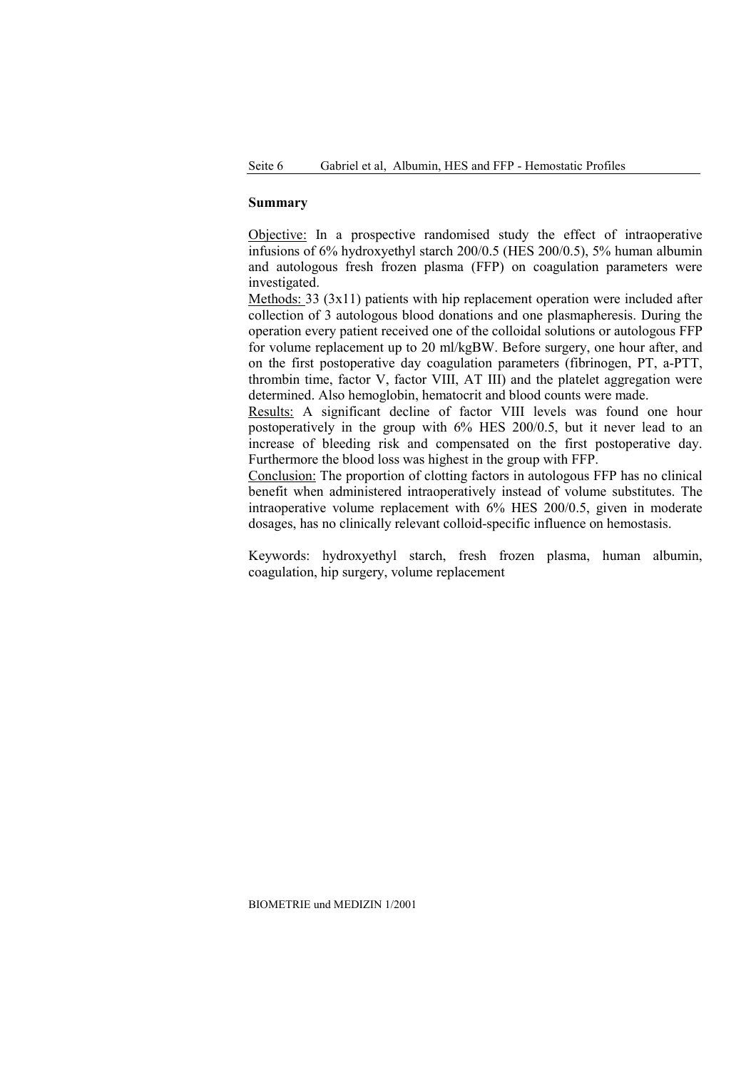**Summary**

Objective: In a prospective randomised study the effect of intraoperative infusions of 6% hydroxyethyl starch 200/0.5 (HES 200/0.5), 5% human albumin and autologous fresh frozen plasma (FFP) on coagulation parameters were investigated.
Methods: 33 (3x11) patients with hip replacement operation were included after collection of 3 autologous blood donations and one plasmapheresis. During the operation every patient received one of the colloidal solutions or autologous FFP for volume replacement up to 20 ml/kgBW. Before surgery, one hour after, and on the first postoperative day coagulation parameters (fibrinogen, PT, a-PTT, thrombin time, factor V, factor VIII, AT III) and the platelet aggregation were determined. Also hemoglobin, hematocrit and blood counts were made.
Results: A significant decline of factor VIII levels was found one hour postoperatively in the group with 6% HES 200/0.5, but it never lead to an increase of bleeding risk and compensated on the first postoperative day. Furthermore the blood loss was highest in the group with FFP.
Conclusion: The proportion of clotting factors in autologous FFP has no clinical benefit when administered intraoperatively instead of volume substitutes. The intraoperative volume replacement with 6% HES 200/0.5, given in moderate dosages, has no clinically relevant colloid-specific influence on hemostasis.

Keywords: hydroxyethyl starch, fresh frozen plasma, human albumin, coagulation, hip surgery, volume replacement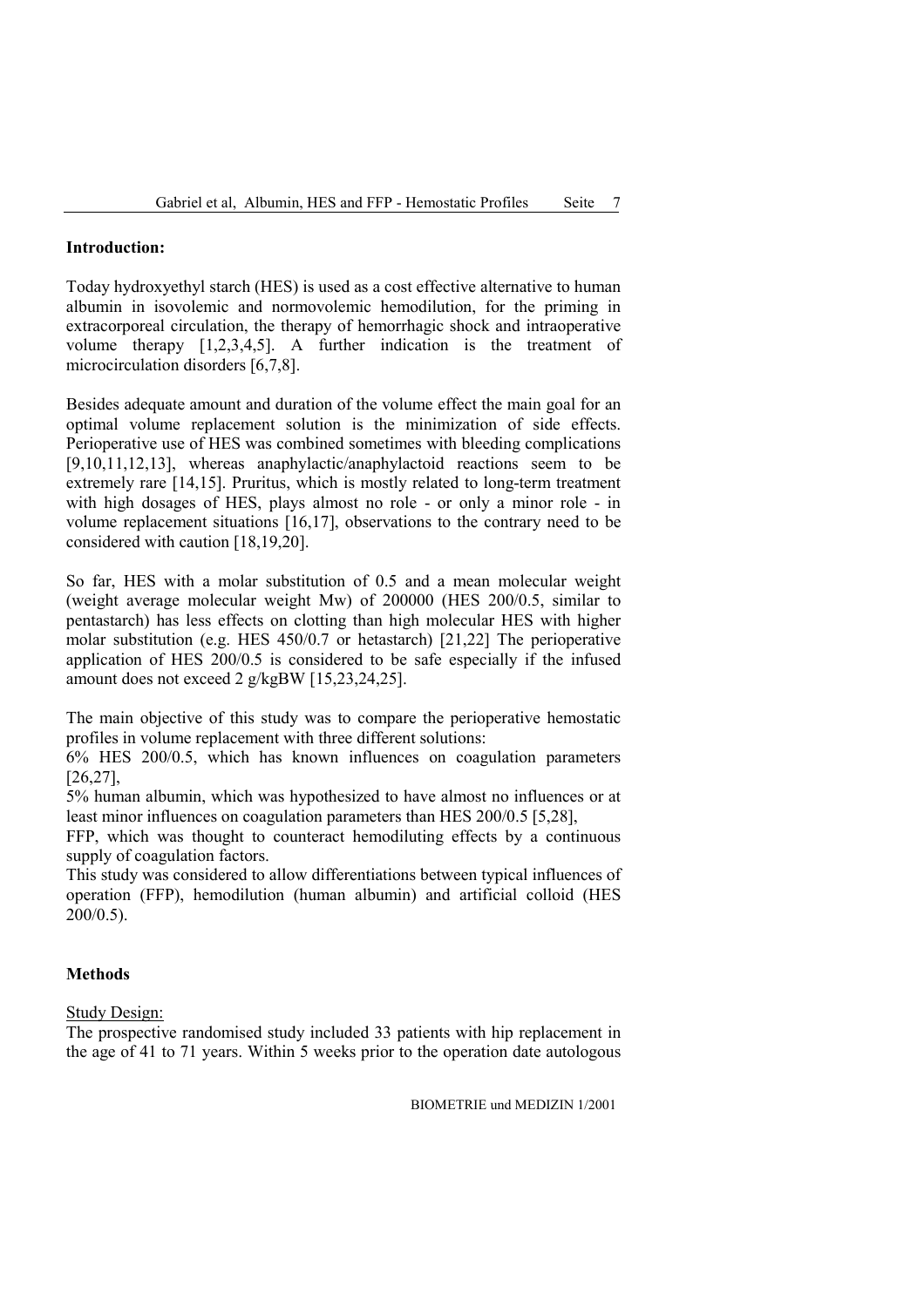## Introduction:

Today hydroxyethyl starch (HES) is used as a cost effective alternative to human albumin in isovolemic and normovolemic hemodilution, for the priming in extracorporeal circulation, the therapy of hemorrhagic shock and intraoperative volume therapy [1,2,3,4,5]. A further indication is the treatment of microcirculation disorders [6,7,8].

Besides adequate amount and duration of the volume effect the main goal for an optimal volume replacement solution is the minimization of side effects. Perioperative use of HES was combined sometimes with bleeding complications [9,10,11,12,13], whereas anaphylactic/anaphylactoid reactions seem to be extremely rare [14,15]. Pruritus, which is mostly related to long-term treatment with high dosages of HES, plays almost no role - or only a minor role - in volume replacement situations [16,17], observations to the contrary need to be considered with caution [18,19,20].

So far, HES with a molar substitution of 0.5 and a mean molecular weight (weight average molecular weight Mw) of 200000 (HES 200/0.5, similar to pentastarch) has less effects on clotting than high molecular HES with higher molar substitution (e.g. HES 450/0.7 or hetastarch) [21,22] The perioperative application of HES 200/0.5 is considered to be safe especially if the infused amount does not exceed 2 g/kgBW [15,23,24,25].

The main objective of this study was to compare the perioperative hemostatic profiles in volume replacement with three different solutions:
6% HES 200/0.5, which has known influences on coagulation parameters [26,27],
5% human albumin, which was hypothesized to have almost no influences or at least minor influences on coagulation parameters than HES 200/0.5 [5,28],
FFP, which was thought to counteract hemodiluting effects by a continuous supply of coagulation factors.
This study was considered to allow differentiations between typical influences of operation (FFP), hemodilution (human albumin) and artificial colloid (HES 200/0.5).

## Methods

Study Design:
The prospective randomised study included 33 patients with hip replacement in the age of 41 to 71 years. Within 5 weeks prior to the operation date autologous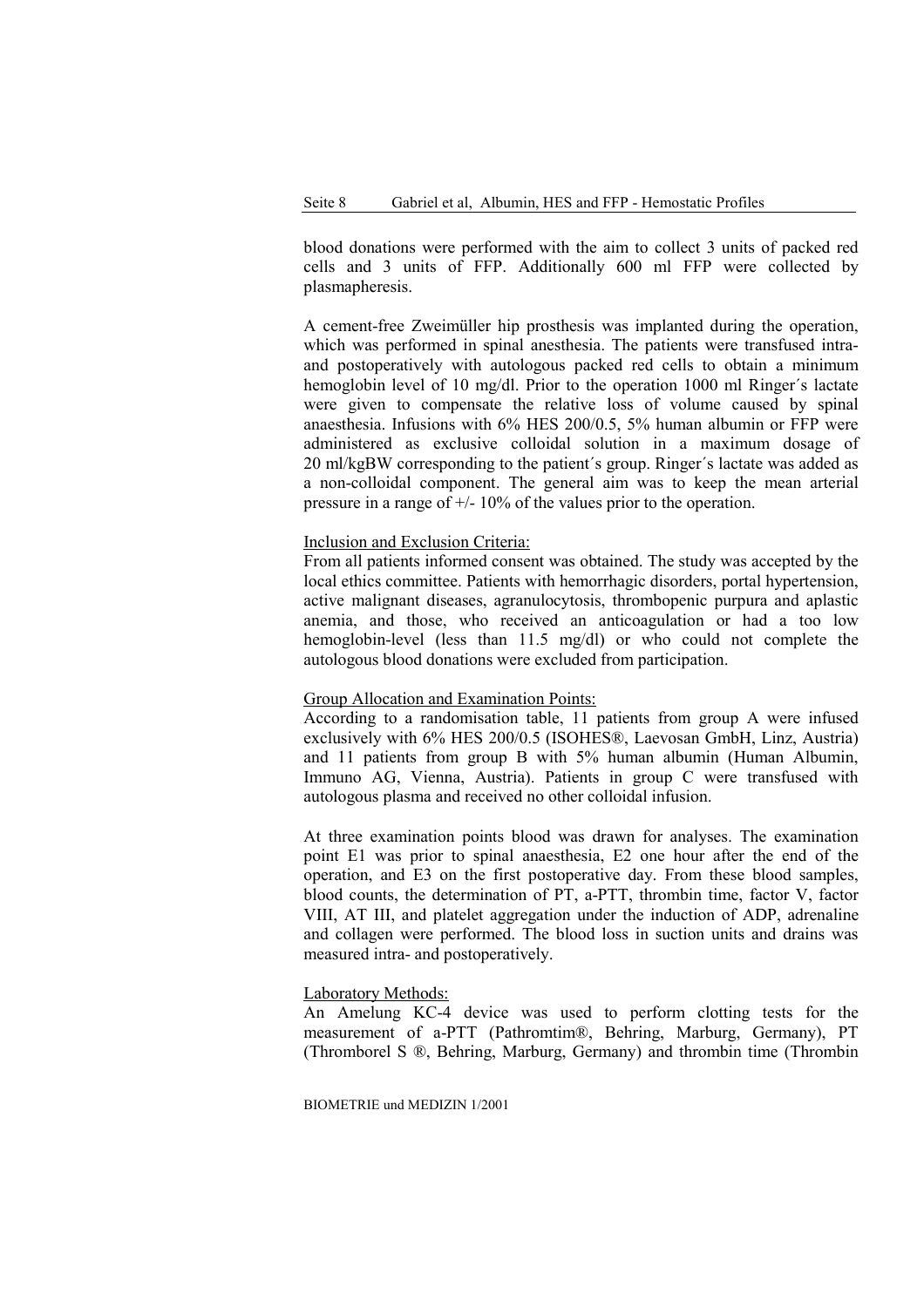blood donations were performed with the aim to collect 3 units of packed red cells and 3 units of FFP. Additionally 600 ml FFP were collected by plasmapheresis.

A cement-free Zweimüller hip prosthesis was implanted during the operation, which was performed in spinal anesthesia. The patients were transfused intra- and postoperatively with autologous packed red cells to obtain a minimum hemoglobin level of 10 mg/dl. Prior to the operation 1000 ml Ringer´s lactate were given to compensate the relative loss of volume caused by spinal anaesthesia. Infusions with 6% HES 200/0.5, 5% human albumin or FFP were administered as exclusive colloidal solution in a maximum dosage of 20 ml/kgBW corresponding to the patient´s group. Ringer´s lactate was added as a non-colloidal component. The general aim was to keep the mean arterial pressure in a range of +/- 10% of the values prior to the operation.

Inclusion and Exclusion Criteria:

From all patients informed consent was obtained. The study was accepted by the local ethics committee. Patients with hemorrhagic disorders, portal hypertension, active malignant diseases, agranulocytosis, thrombopenic purpura and aplastic anemia, and those, who received an anticoagulation or had a too low hemoglobin-level (less than 11.5 mg/dl) or who could not complete the autologous blood donations were excluded from participation.

Group Allocation and Examination Points:

According to a randomisation table, 11 patients from group A were infused exclusively with 6% HES 200/0.5 (ISOHES®, Laevosan GmbH, Linz, Austria) and 11 patients from group B with 5% human albumin (Human Albumin, Immuno AG, Vienna, Austria). Patients in group C were transfused with autologous plasma and received no other colloidal infusion.

At three examination points blood was drawn for analyses. The examination point E1 was prior to spinal anaesthesia, E2 one hour after the end of the operation, and E3 on the first postoperative day. From these blood samples, blood counts, the determination of PT, a-PTT, thrombin time, factor V, factor VIII, AT III, and platelet aggregation under the induction of ADP, adrenaline and collagen were performed. The blood loss in suction units and drains was measured intra- and postoperatively.

Laboratory Methods:

An Amelung KC-4 device was used to perform clotting tests for the measurement of a-PTT (Pathromtim®, Behring, Marburg, Germany), PT (Thromborel S ®, Behring, Marburg, Germany) and thrombin time (Thrombin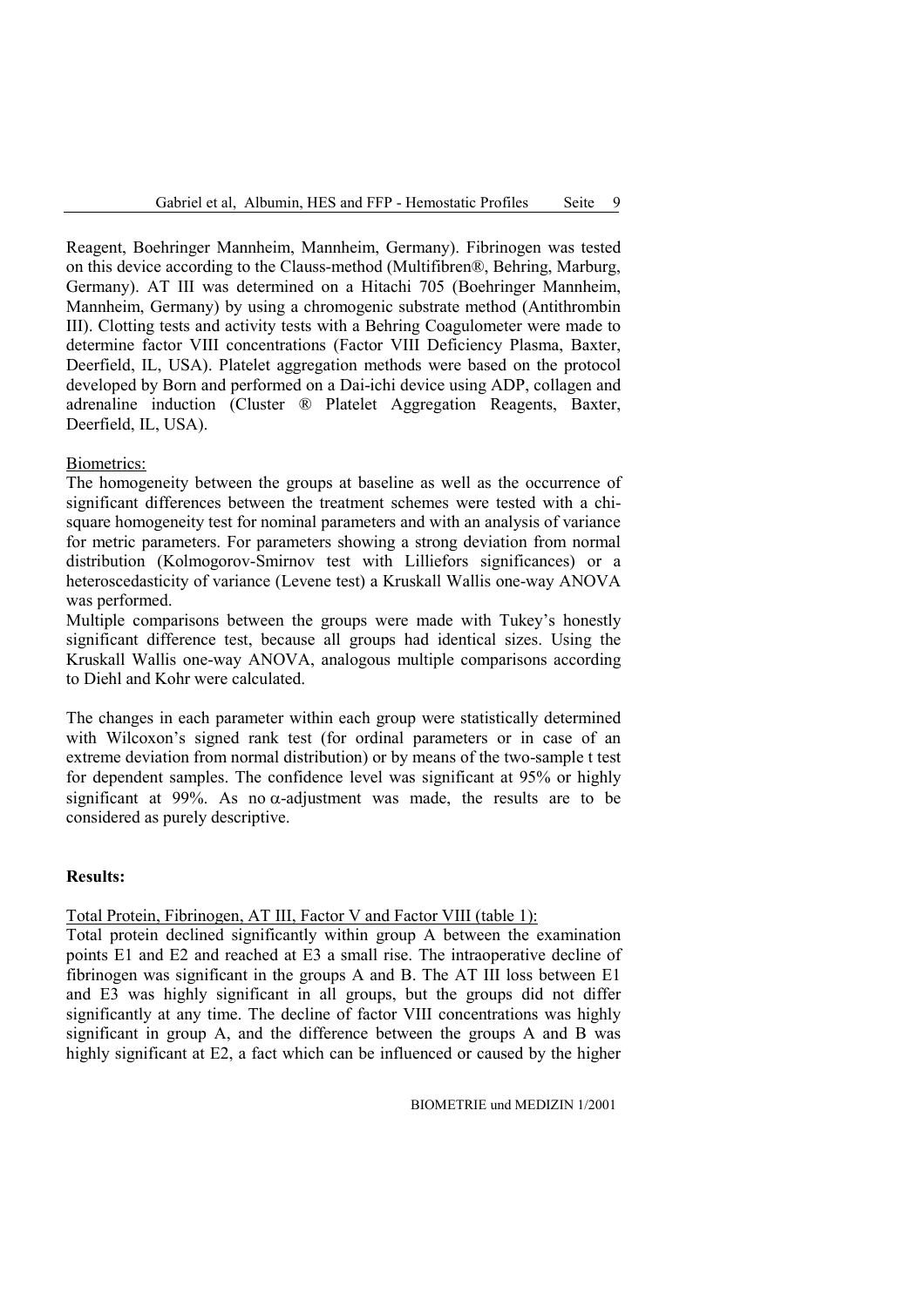Reagent, Boehringer Mannheim, Mannheim, Germany). Fibrinogen was tested on this device according to the Clauss-method (Multifibren®, Behring, Marburg, Germany). AT III was determined on a Hitachi 705 (Boehringer Mannheim, Mannheim, Germany) by using a chromogenic substrate method (Antithrombin III). Clotting tests and activity tests with a Behring Coagulometer were made to determine factor VIII concentrations (Factor VIII Deficiency Plasma, Baxter, Deerfield, IL, USA). Platelet aggregation methods were based on the protocol developed by Born and performed on a Dai-ichi device using ADP, collagen and adrenaline induction (Cluster ® Platelet Aggregation Reagents, Baxter, Deerfield, IL, USA).

Biometrics:

The homogeneity between the groups at baseline as well as the occurrence of significant differences between the treatment schemes were tested with a chi-square homogeneity test for nominal parameters and with an analysis of variance for metric parameters. For parameters showing a strong deviation from normal distribution (Kolmogorov-Smirnov test with Lilliefors significances) or a heteroscedasticity of variance (Levene test) a Kruskall Wallis one-way ANOVA was performed.

Multiple comparisons between the groups were made with Tukey's honestly significant difference test, because all groups had identical sizes. Using the Kruskall Wallis one-way ANOVA, analogous multiple comparisons according to Diehl and Kohr were calculated.

The changes in each parameter within each group were statistically determined with Wilcoxon's signed rank test (for ordinal parameters or in case of an extreme deviation from normal distribution) or by means of the two-sample t test for dependent samples. The confidence level was significant at 95% or highly significant at 99%. As no $\alpha$-adjustment was made, the results are to be considered as purely descriptive.

**Results:**

Total Protein, Fibrinogen, AT III, Factor V and Factor VIII (table 1):

Total protein declined significantly within group A between the examination points E1 and E2 and reached at E3 a small rise. The intraoperative decline of fibrinogen was significant in the groups A and B. The AT III loss between E1 and E3 was highly significant in all groups, but the groups did not differ significantly at any time. The decline of factor VIII concentrations was highly significant in group A, and the difference between the groups A and B was highly significant at E2, a fact which can be influenced or caused by the higher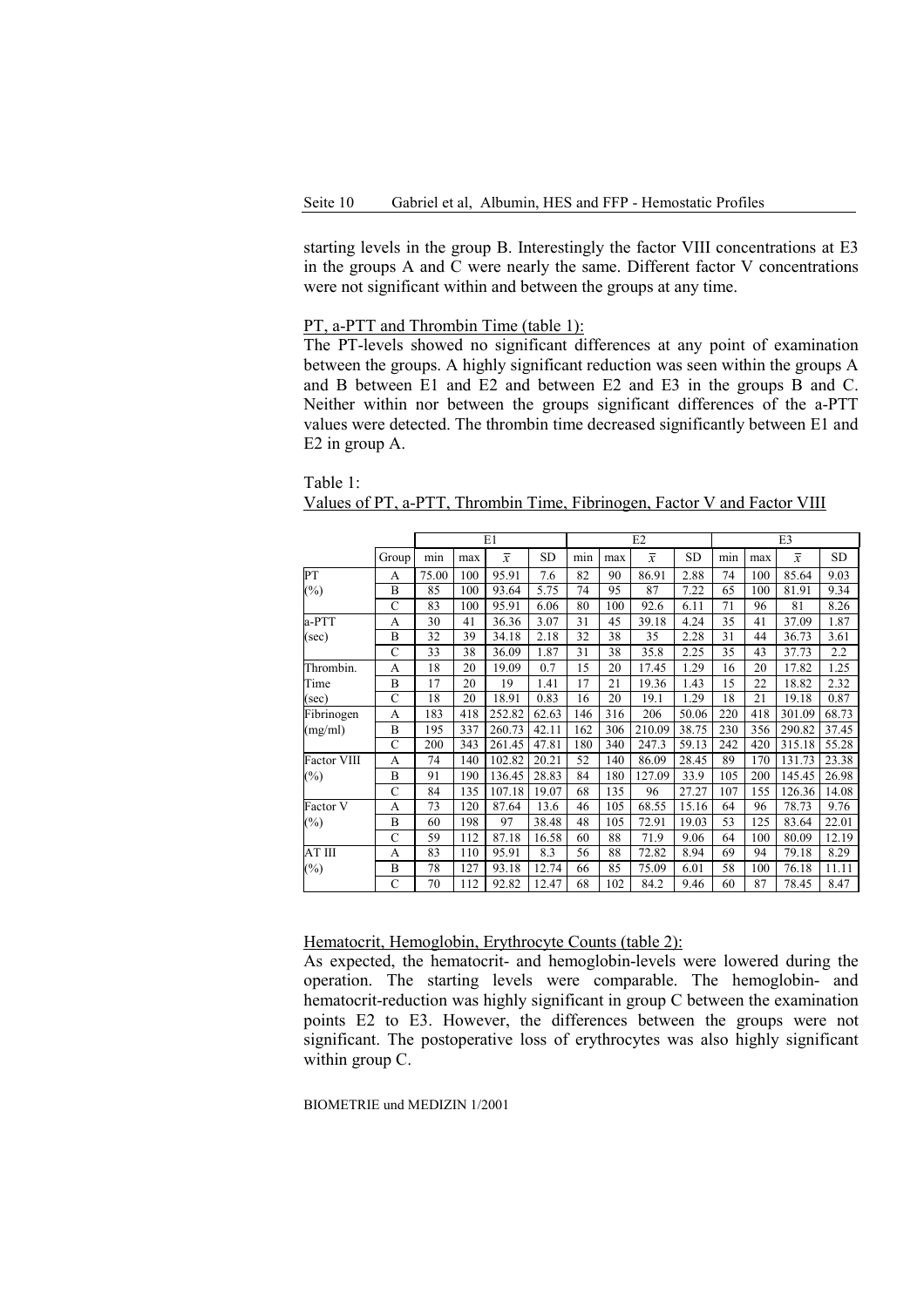starting levels in the group B. Interestingly the factor VIII concentrations at E3 in the groups A and C were nearly the same. Different factor V concentrations were not significant within and between the groups at any time.

PT, a-PTT and Thrombin Time (table 1):

The PT-levels showed no significant differences at any point of examination between the groups. A highly significant reduction was seen within the groups A and B between E1 and E2 and between E2 and E3 in the groups B and C. Neither within nor between the groups significant differences of the a-PTT values were detected. The thrombin time decreased significantly between E1 and E2 in group A.

Table 1:

Values of PT, a-PTT, Thrombin Time, Fibrinogen, Factor V and Factor VIII

| | | E1 | | | | E2 | | | | E3 | | | |
|---|---|---|---|---|---|---|---|---|---|---|---|---|---|
| | Group | min | max | $\bar{x}$ | SD | min | max | $\bar{x}$ | SD | min | max | $\bar{x}$ | SD |
| PT (%) | A | 75.00 | 100 | 95.91 | 7.6 | 82 | 90 | 86.91 | 2.88 | 74 | 100 | 85.64 | 9.03 |
| | B | 85 | 100 | 93.64 | 5.75 | 74 | 95 | 87 | 7.22 | 65 | 100 | 81.91 | 9.34 |
| | C | 83 | 100 | 95.91 | 6.06 | 80 | 100 | 92.6 | 6.11 | 71 | 96 | 81 | 8.26 |
| a-PTT (sec) | A | 30 | 41 | 36.36 | 3.07 | 31 | 45 | 39.18 | 4.24 | 35 | 41 | 37.09 | 1.87 |
| | B | 32 | 39 | 34.18 | 2.18 | 32 | 38 | 35 | 2.28 | 31 | 44 | 36.73 | 3.61 |
| | C | 33 | 38 | 36.09 | 1.87 | 31 | 38 | 35.8 | 2.25 | 35 | 43 | 37.73 | 2.2 |
| Thrombin. Time (sec) | A | 18 | 20 | 19.09 | 0.7 | 15 | 20 | 17.45 | 1.29 | 16 | 20 | 17.82 | 1.25 |
| | B | 17 | 20 | 19 | 1.41 | 17 | 21 | 19.36 | 1.43 | 15 | 22 | 18.82 | 2.32 |
| | C | 18 | 20 | 18.91 | 0.83 | 16 | 20 | 19.1 | 1.29 | 18 | 21 | 19.18 | 0.87 |
| Fibrinogen (mg/ml) | A | 183 | 418 | 252.82 | 62.63 | 146 | 316 | 206 | 50.06 | 220 | 418 | 301.09 | 68.73 |
| | B | 195 | 337 | 260.73 | 42.11 | 162 | 306 | 210.09 | 38.75 | 230 | 356 | 290.82 | 37.45 |
| | C | 200 | 343 | 261.45 | 47.81 | 180 | 340 | 247.3 | 59.13 | 242 | 420 | 315.18 | 55.28 |
| Factor VIII (%) | A | 74 | 140 | 102.82 | 20.21 | 52 | 140 | 86.09 | 28.45 | 89 | 170 | 131.73 | 23.38 |
| | B | 91 | 190 | 136.45 | 28.83 | 84 | 180 | 127.09 | 33.9 | 105 | 200 | 145.45 | 26.98 |
| | C | 84 | 135 | 107.18 | 19.07 | 68 | 135 | 96 | 27.27 | 107 | 155 | 126.36 | 14.08 |
| Factor V (%) | A | 73 | 120 | 87.64 | 13.6 | 46 | 105 | 68.55 | 15.16 | 64 | 96 | 78.73 | 9.76 |
| | B | 60 | 198 | 97 | 38.48 | 48 | 105 | 72.91 | 19.03 | 53 | 125 | 83.64 | 22.01 |
| | C | 59 | 112 | 87.18 | 16.58 | 60 | 88 | 71.9 | 9.06 | 64 | 100 | 80.09 | 12.19 |
| AT III (%) | A | 83 | 110 | 95.91 | 8.3 | 56 | 88 | 72.82 | 8.94 | 69 | 94 | 79.18 | 8.29 |
| | B | 78 | 127 | 93.18 | 12.74 | 66 | 85 | 75.09 | 6.01 | 58 | 100 | 76.18 | 11.11 |
| | C | 70 | 112 | 92.82 | 12.47 | 68 | 102 | 84.2 | 9.46 | 60 | 87 | 78.45 | 8.47 |

Hematocrit, Hemoglobin, Erythrocyte Counts (table 2):

As expected, the hematocrit- and hemoglobin-levels were lowered during the operation. The starting levels were comparable. The hemoglobin- and hematocrit-reduction was highly significant in group C between the examination points E2 to E3. However, the differences between the groups were not significant. The postoperative loss of erythrocytes was also highly significant within group C.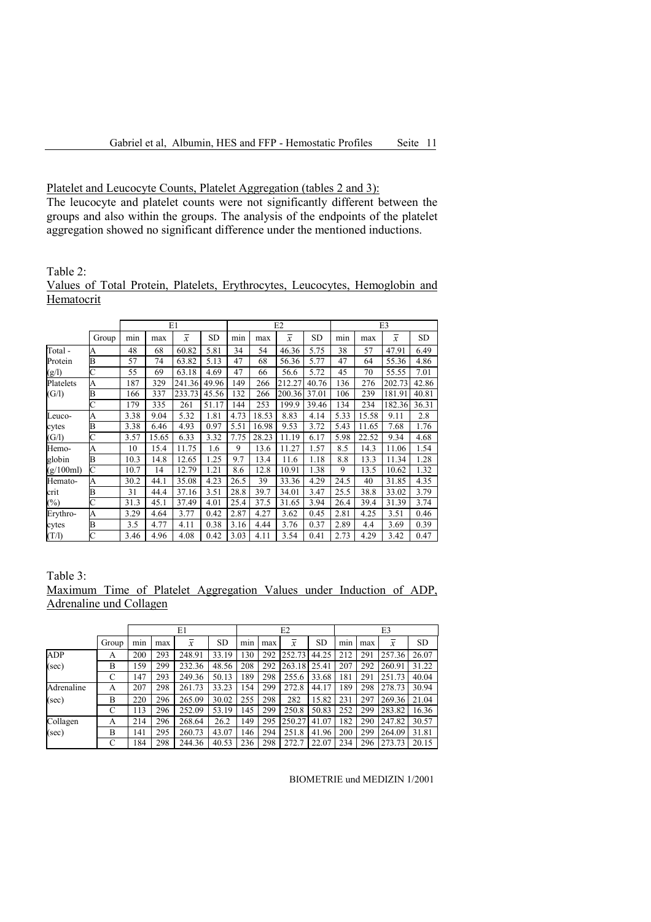Platelet and Leucocyte Counts, Platelet Aggregation (tables 2 and 3):

The leucocyte and platelet counts were not significantly different between the groups and also within the groups. The analysis of the endpoints of the platelet aggregation showed no significant difference under the mentioned inductions.

Table 2:

Values of Total Protein, Platelets, Erythrocytes, Leucocytes, Hemoglobin and Hematocrit

| | | E1 | | | | E2 | | | | E3 | | | |
|---|---|---|---|---|---|---|---|---|---|---|---|---|---|
| | Group | min | max | $\bar{x}$ | SD | min | max | $\bar{x}$ | SD | min | max | $\bar{x}$ | SD |
| Total - | A | 48 | 68 | 60.82 | 5.81 | 34 | 54 | 46.36 | 5.75 | 38 | 57 | 47.91 | 6.49 |
| Protein | B | 57 | 74 | 63.82 | 5.13 | 47 | 68 | 56.36 | 5.77 | 47 | 64 | 55.36 | 4.86 |
| (g/l) | C | 55 | 69 | 63.18 | 4.69 | 47 | 66 | 56.6 | 5.72 | 45 | 70 | 55.55 | 7.01 |
| Platelets | A | 187 | 329 | 241.36 | 49.96 | 149 | 266 | 212.27 | 40.76 | 136 | 276 | 202.73 | 42.86 |
| (G/l) | B | 166 | 337 | 233.73 | 45.56 | 132 | 266 | 200.36 | 37.01 | 106 | 239 | 181.91 | 40.81 |
| | C | 179 | 335 | 261 | 51.17 | 144 | 253 | 199.9 | 39.46 | 134 | 234 | 182.36 | 36.31 |
| Leuco- | A | 3.38 | 9.04 | 5.32 | 1.81 | 4.73 | 18.53 | 8.83 | 4.14 | 5.33 | 15.58 | 9.11 | 2.8 |
| cytes | B | 3.38 | 6.46 | 4.93 | 0.97 | 5.51 | 16.98 | 9.53 | 3.72 | 5.43 | 11.65 | 7.68 | 1.76 |
| (G/l) | C | 3.57 | 15.65 | 6.33 | 3.32 | 7.75 | 28.23 | 11.19 | 6.17 | 5.98 | 22.52 | 9.34 | 4.68 |
| Hemo- | A | 10 | 15.4 | 11.75 | 1.6 | 9 | 13.6 | 11.27 | 1.57 | 8.5 | 14.3 | 11.06 | 1.54 |
| globin | B | 10.3 | 14.8 | 12.65 | 1.25 | 9.7 | 13.4 | 11.6 | 1.18 | 8.8 | 13.3 | 11.34 | 1.28 |
| (g/100ml) | C | 10.7 | 14 | 12.79 | 1.21 | 8.6 | 12.8 | 10.91 | 1.38 | 9 | 13.5 | 10.62 | 1.32 |
| Hemato- | A | 30.2 | 44.1 | 35.08 | 4.23 | 26.5 | 39 | 33.36 | 4.29 | 24.5 | 40 | 31.85 | 4.35 |
| crit | B | 31 | 44.4 | 37.16 | 3.51 | 28.8 | 39.7 | 34.01 | 3.47 | 25.5 | 38.8 | 33.02 | 3.79 |
| (%) | C | 31.3 | 45.1 | 37.49 | 4.01 | 25.4 | 37.5 | 31.65 | 3.94 | 26.4 | 39.4 | 31.39 | 3.74 |
| Erythro- | A | 3.29 | 4.64 | 3.77 | 0.42 | 2.87 | 4.27 | 3.62 | 0.45 | 2.81 | 4.25 | 3.51 | 0.46 |
| cytes | B | 3.5 | 4.77 | 4.11 | 0.38 | 3.16 | 4.44 | 3.76 | 0.37 | 2.89 | 4.4 | 3.69 | 0.39 |
| (T/l) | C | 3.46 | 4.96 | 4.08 | 0.42 | 3.03 | 4.11 | 3.54 | 0.41 | 2.73 | 4.29 | 3.42 | 0.47 |

Table 3:

Maximum Time of Platelet Aggregation Values under Induction of ADP, Adrenaline und Collagen

| | | E1 | | | | E2 | | | | E3 | | | |
|---|---|---|---|---|---|---|---|---|---|---|---|---|---|
| | Group | min | max | $\bar{x}$ | SD | min | max | $\bar{x}$ | SD | min | max | $\bar{x}$ | SD |
| ADP | A | 200 | 293 | 248.91 | 33.19 | 130 | 292 | 252.73 | 44.25 | 212 | 291 | 257.36 | 26.07 |
| (sec) | B | 159 | 299 | 232.36 | 48.56 | 208 | 292 | 263.18 | 25.41 | 207 | 292 | 260.91 | 31.22 |
| | C | 147 | 293 | 249.36 | 50.13 | 189 | 298 | 255.6 | 33.68 | 181 | 291 | 251.73 | 40.04 |
| Adrenaline | A | 207 | 298 | 261.73 | 33.23 | 154 | 299 | 272.8 | 44.17 | 189 | 298 | 278.73 | 30.94 |
| (sec) | B | 220 | 296 | 265.09 | 30.02 | 255 | 298 | 282 | 15.82 | 231 | 297 | 269.36 | 21.04 |
| | C | 113 | 296 | 252.09 | 53.19 | 145 | 299 | 250.8 | 50.83 | 252 | 299 | 283.82 | 16.36 |
| Collagen | A | 214 | 296 | 268.64 | 26.2 | 149 | 295 | 250.27 | 41.07 | 182 | 290 | 247.82 | 30.57 |
| (sec) | B | 141 | 295 | 260.73 | 43.07 | 146 | 294 | 251.8 | 41.96 | 200 | 299 | 264.09 | 31.81 |
| | C | 184 | 298 | 244.36 | 40.53 | 236 | 298 | 272.7 | 22.07 | 234 | 296 | 273.73 | 20.15 |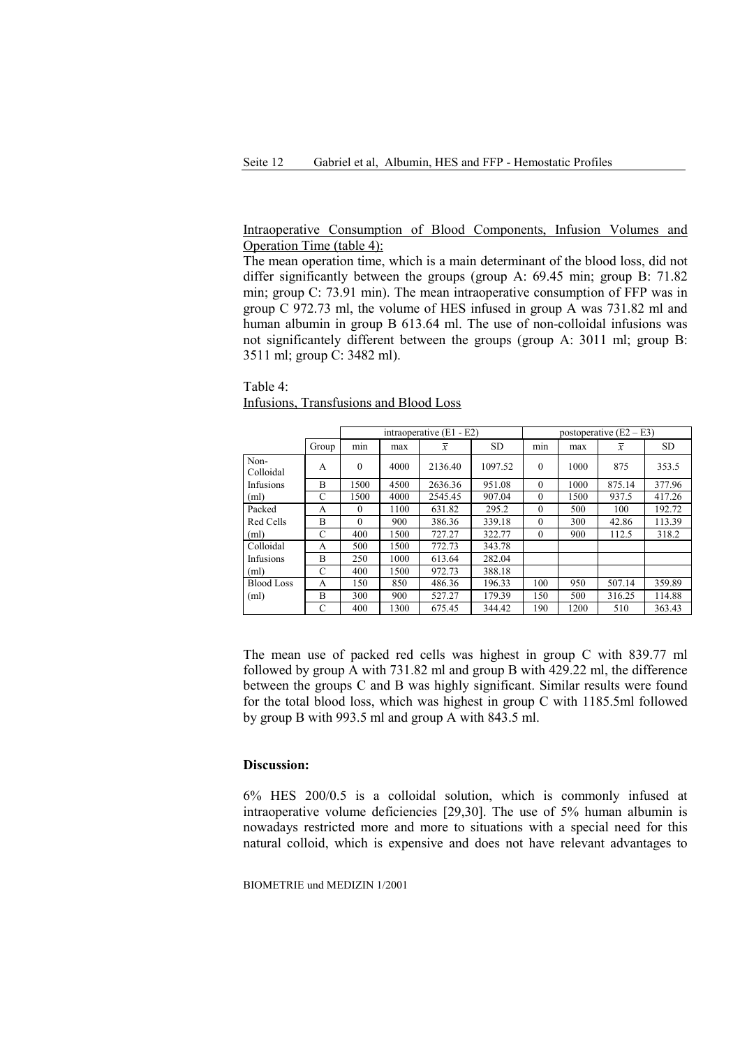Intraoperative Consumption of Blood Components, Infusion Volumes and Operation Time (table 4):

The mean operation time, which is a main determinant of the blood loss, did not differ significantly between the groups (group A: 69.45 min; group B: 71.82 min; group C: 73.91 min). The mean intraoperative consumption of FFP was in group C 972.73 ml, the volume of HES infused in group A was 731.82 ml and human albumin in group B 613.64 ml. The use of non-colloidal infusions was not significantely different between the groups (group A: 3011 ml; group B: 3511 ml; group C: 3482 ml).

Table 4:
Infusions, Transfusions and Blood Loss

| | | intraoperative (E1 - E2) | | | | postoperative (E2 – E3) | | | |
|---|---|---|---|---|---|---|---|---|---|
| | Group | min | max | $\bar{x}$ | SD | min | max | $\bar{x}$ | SD |
| Non-Colloidal | A | 0 | 4000 | 2136.40 | 1097.52 | 0 | 1000 | 875 | 353.5 |
| Infusions | B | 1500 | 4500 | 2636.36 | 951.08 | 0 | 1000 | 875.14 | 377.96 |
| (ml) | C | 1500 | 4000 | 2545.45 | 907.04 | 0 | 1500 | 937.5 | 417.26 |
| Packed | A | 0 | 1100 | 631.82 | 295.2 | 0 | 500 | 100 | 192.72 |
| Red Cells | B | 0 | 900 | 386.36 | 339.18 | 0 | 300 | 42.86 | 113.39 |
| (ml) | C | 400 | 1500 | 727.27 | 322.77 | 0 | 900 | 112.5 | 318.2 |
| Colloidal | A | 500 | 1500 | 772.73 | 343.78 | | | | |
| Infusions | B | 250 | 1000 | 613.64 | 282.04 | | | | |
| (ml) | C | 400 | 1500 | 972.73 | 388.18 | | | | |
| Blood Loss | A | 150 | 850 | 486.36 | 196.33 | 100 | 950 | 507.14 | 359.89 |
| (ml) | B | 300 | 900 | 527.27 | 179.39 | 150 | 500 | 316.25 | 114.88 |
| | C | 400 | 1300 | 675.45 | 344.42 | 190 | 1200 | 510 | 363.43 |

The mean use of packed red cells was highest in group C with 839.77 ml followed by group A with 731.82 ml and group B with 429.22 ml, the difference between the groups C and B was highly significant. Similar results were found for the total blood loss, which was highest in group C with 1185.5ml followed by group B with 993.5 ml and group A with 843.5 ml.

**Discussion:**

6% HES 200/0.5 is a colloidal solution, which is commonly infused at intraoperative volume deficiencies [29,30]. The use of 5% human albumin is nowadays restricted more and more to situations with a special need for this natural colloid, which is expensive and does not have relevant advantages to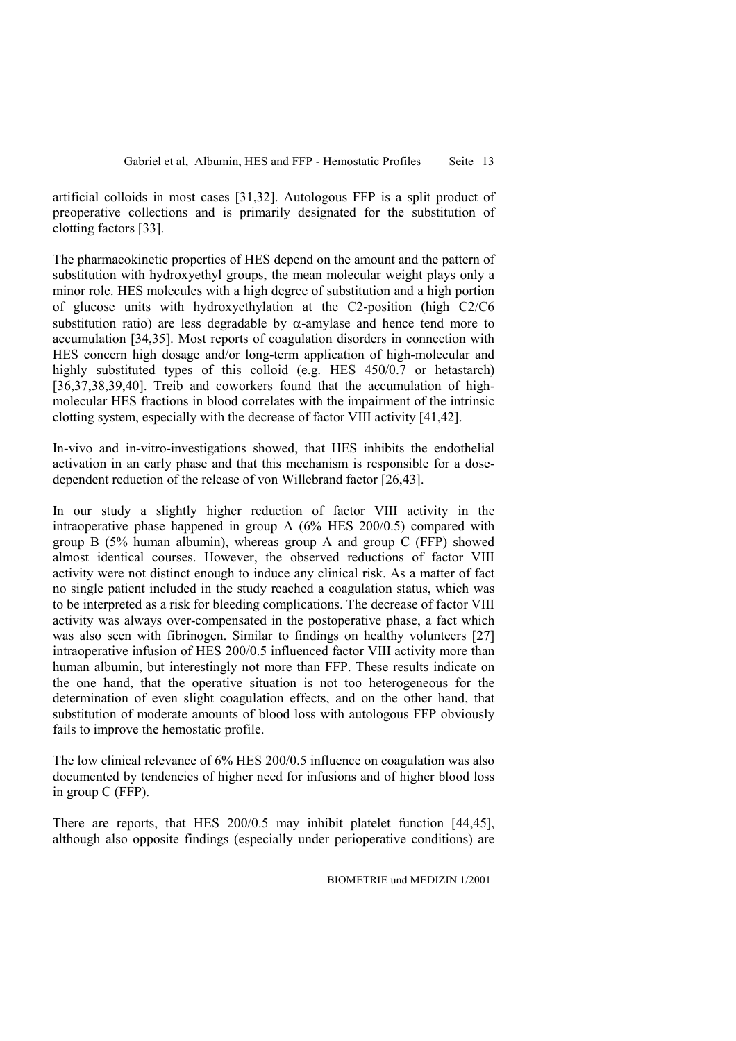artificial colloids in most cases [31,32]. Autologous FFP is a split product of preoperative collections and is primarily designated for the substitution of clotting factors [33].

The pharmacokinetic properties of HES depend on the amount and the pattern of substitution with hydroxyethyl groups, the mean molecular weight plays only a minor role. HES molecules with a high degree of substitution and a high portion of glucose units with hydroxyethylation at the C2-position (high C2/C6 substitution ratio) are less degradable by $\alpha$-amylase and hence tend more to accumulation [34,35]. Most reports of coagulation disorders in connection with HES concern high dosage and/or long-term application of high-molecular and highly substituted types of this colloid (e.g. HES 450/0.7 or hetastarch) [36,37,38,39,40]. Treib and coworkers found that the accumulation of high-molecular HES fractions in blood correlates with the impairment of the intrinsic clotting system, especially with the decrease of factor VIII activity [41,42].

In-vivo and in-vitro-investigations showed, that HES inhibits the endothelial activation in an early phase and that this mechanism is responsible for a dose-dependent reduction of the release of von Willebrand factor [26,43].

In our study a slightly higher reduction of factor VIII activity in the intraoperative phase happened in group A (6% HES 200/0.5) compared with group B (5% human albumin), whereas group A and group C (FFP) showed almost identical courses. However, the observed reductions of factor VIII activity were not distinct enough to induce any clinical risk. As a matter of fact no single patient included in the study reached a coagulation status, which was to be interpreted as a risk for bleeding complications. The decrease of factor VIII activity was always over-compensated in the postoperative phase, a fact which was also seen with fibrinogen. Similar to findings on healthy volunteers [27] intraoperative infusion of HES 200/0.5 influenced factor VIII activity more than human albumin, but interestingly not more than FFP. These results indicate on the one hand, that the operative situation is not too heterogeneous for the determination of even slight coagulation effects, and on the other hand, that substitution of moderate amounts of blood loss with autologous FFP obviously fails to improve the hemostatic profile.

The low clinical relevance of 6% HES 200/0.5 influence on coagulation was also documented by tendencies of higher need for infusions and of higher blood loss in group C (FFP).

There are reports, that HES 200/0.5 may inhibit platelet function [44,45], although also opposite findings (especially under perioperative conditions) are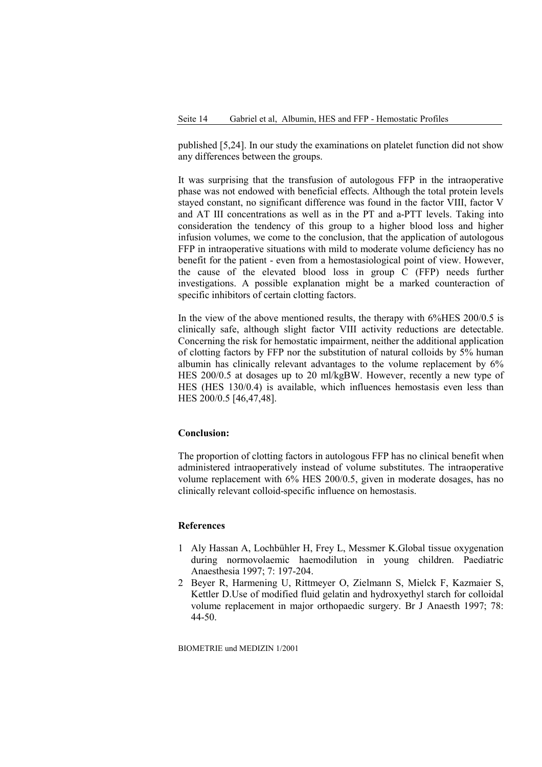published [5,24]. In our study the examinations on platelet function did not show any differences between the groups.

It was surprising that the transfusion of autologous FFP in the intraoperative phase was not endowed with beneficial effects. Although the total protein levels stayed constant, no significant difference was found in the factor VIII, factor V and AT III concentrations as well as in the PT and a-PTT levels. Taking into consideration the tendency of this group to a higher blood loss and higher infusion volumes, we come to the conclusion, that the application of autologous FFP in intraoperative situations with mild to moderate volume deficiency has no benefit for the patient - even from a hemostasiological point of view. However, the cause of the elevated blood loss in group C (FFP) needs further investigations. A possible explanation might be a marked counteraction of specific inhibitors of certain clotting factors.

In the view of the above mentioned results, the therapy with 6%HES 200/0.5 is clinically safe, although slight factor VIII activity reductions are detectable. Concerning the risk for hemostatic impairment, neither the additional application of clotting factors by FFP nor the substitution of natural colloids by 5% human albumin has clinically relevant advantages to the volume replacement by 6% HES 200/0.5 at dosages up to 20 ml/kgBW. However, recently a new type of HES (HES 130/0.4) is available, which influences hemostasis even less than HES 200/0.5 [46,47,48].

**Conclusion:**

The proportion of clotting factors in autologous FFP has no clinical benefit when administered intraoperatively instead of volume substitutes. The intraoperative volume replacement with 6% HES 200/0.5, given in moderate dosages, has no clinically relevant colloid-specific influence on hemostasis.

**References**

1. Aly Hassan A, Lochbühler H, Frey L, Messmer K.Global tissue oxygenation during normovolaemic haemodilution in young children. Paediatric Anaesthesia 1997; 7: 197-204.
2. Beyer R, Harmening U, Rittmeyer O, Zielmann S, Mielck F, Kazmaier S, Kettler D.Use of modified fluid gelatin and hydroxyethyl starch for colloidal volume replacement in major orthopaedic surgery. Br J Anaesth 1997; 78: 44-50.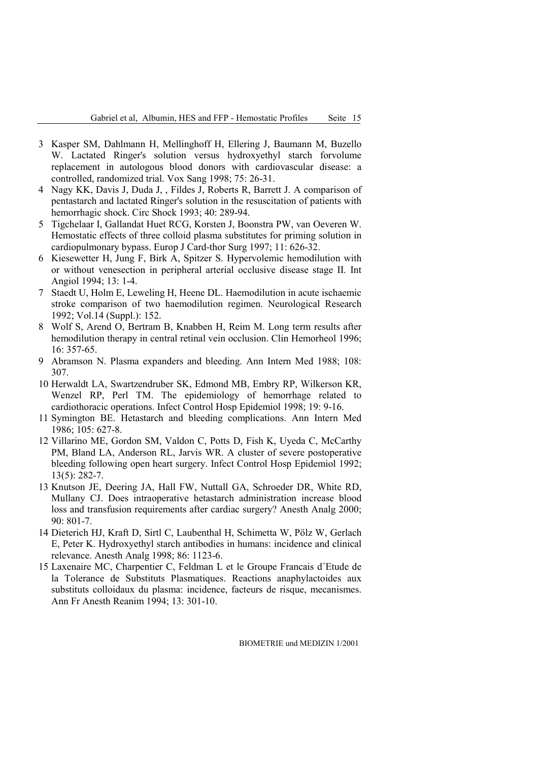3 Kasper SM, Dahlmann H, Mellinghoff H, Ellering J, Baumann M, Buzello W. Lactated Ringer's solution versus hydroxyethyl starch forvolume replacement in autologous blood donors with cardiovascular disease: a controlled, randomized trial. Vox Sang 1998; 75: 26-31.

4 Nagy KK, Davis J, Duda J, , Fildes J, Roberts R, Barrett J. A comparison of pentastarch and lactated Ringer's solution in the resuscitation of patients with hemorrhagic shock. Circ Shock 1993; 40: 289-94.

5 Tigchelaar I, Gallandat Huet RCG, Korsten J, Boonstra PW, van Oeveren W. Hemostatic effects of three colloid plasma substitutes for priming solution in cardiopulmonary bypass. Europ J Card-thor Surg 1997; 11: 626-32.

6 Kiesewetter H, Jung F, Birk A, Spitzer S. Hypervolemic hemodilution with or without venesection in peripheral arterial occlusive disease stage II. Int Angiol 1994; 13: 1-4.

7 Staedt U, Holm E, Leweling H, Heene DL. Haemodilution in acute ischaemic stroke comparison of two haemodilution regimen. Neurological Research 1992; Vol.14 (Suppl.): 152.

8 Wolf S, Arend O, Bertram B, Knabben H, Reim M. Long term results after hemodilution therapy in central retinal vein occlusion. Clin Hemorheol 1996; 16: 357-65.

9 Abramson N. Plasma expanders and bleeding. Ann Intern Med 1988; 108: 307.

10 Herwaldt LA, Swartzendruber SK, Edmond MB, Embry RP, Wilkerson KR, Wenzel RP, Perl TM. The epidemiology of hemorrhage related to cardiothoracic operations. Infect Control Hosp Epidemiol 1998; 19: 9-16.

11 Symington BE. Hetastarch and bleeding complications. Ann Intern Med 1986; 105: 627-8.

12 Villarino ME, Gordon SM, Valdon C, Potts D, Fish K, Uyeda C, McCarthy PM, Bland LA, Anderson RL, Jarvis WR. A cluster of severe postoperative bleeding following open heart surgery. Infect Control Hosp Epidemiol 1992; 13(5): 282-7.

13 Knutson JE, Deering JA, Hall FW, Nuttall GA, Schroeder DR, White RD, Mullany CJ. Does intraoperative hetastarch administration increase blood loss and transfusion requirements after cardiac surgery? Anesth Analg 2000; 90: 801-7.

14 Dieterich HJ, Kraft D, Sirtl C, Laubenthal H, Schimetta W, Pölz W, Gerlach E, Peter K. Hydroxyethyl starch antibodies in humans: incidence and clinical relevance. Anesth Analg 1998; 86: 1123-6.

15 Laxenaire MC, Charpentier C, Feldman L et le Groupe Francais d´Etude de la Tolerance de Substituts Plasmatiques. Reactions anaphylactoides aux substituts colloidaux du plasma: incidence, facteurs de risque, mecanismes. Ann Fr Anesth Reanim 1994; 13: 301-10.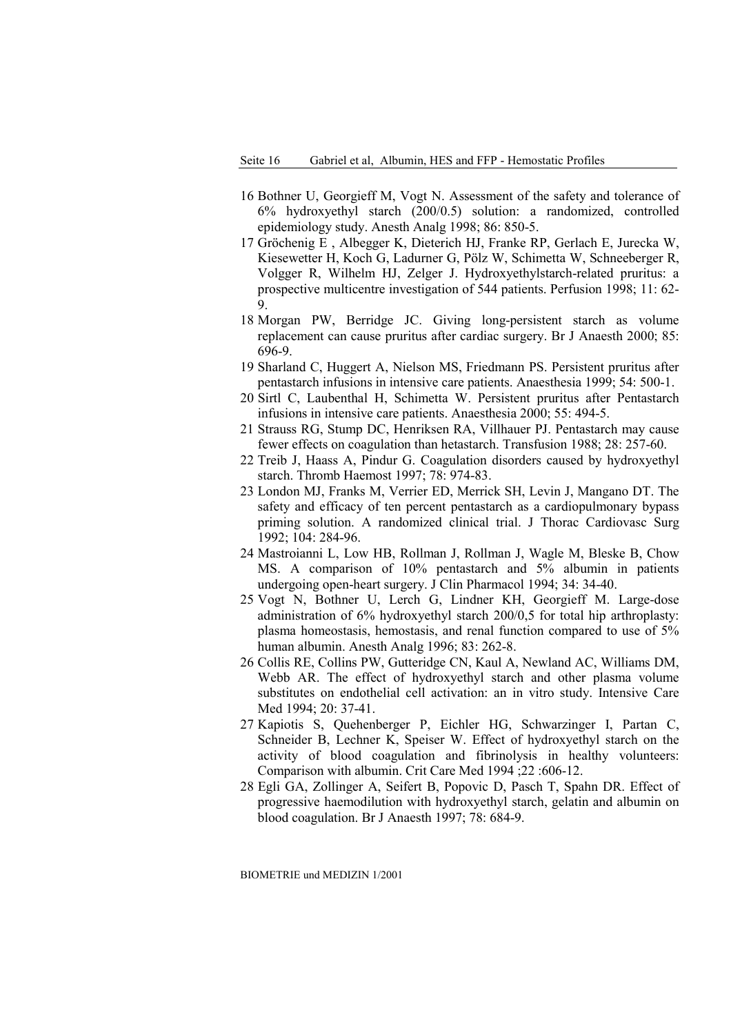16 Bothner U, Georgieff M, Vogt N. Assessment of the safety and tolerance of 6% hydroxyethyl starch (200/0.5) solution: a randomized, controlled epidemiology study. Anesth Analg 1998; 86: 850-5.

17 Gröchenig E , Albegger K, Dieterich HJ, Franke RP, Gerlach E, Jurecka W, Kiesewetter H, Koch G, Ladurner G, Pölz W, Schimetta W, Schneeberger R, Volgger R, Wilhelm HJ, Zelger J. Hydroxyethylstarch-related pruritus: a prospective multicentre investigation of 544 patients. Perfusion 1998; 11: 62-9.

18 Morgan PW, Berridge JC. Giving long-persistent starch as volume replacement can cause pruritus after cardiac surgery. Br J Anaesth 2000; 85: 696-9.

19 Sharland C, Huggert A, Nielson MS, Friedmann PS. Persistent pruritus after pentastarch infusions in intensive care patients. Anaesthesia 1999; 54: 500-1.

20 Sirtl C, Laubenthal H, Schimetta W. Persistent pruritus after Pentastarch infusions in intensive care patients. Anaesthesia 2000; 55: 494-5.

21 Strauss RG, Stump DC, Henriksen RA, Villhauer PJ. Pentastarch may cause fewer effects on coagulation than hetastarch. Transfusion 1988; 28: 257-60.

22 Treib J, Haass A, Pindur G. Coagulation disorders caused by hydroxyethyl starch. Thromb Haemost 1997; 78: 974-83.

23 London MJ, Franks M, Verrier ED, Merrick SH, Levin J, Mangano DT. The safety and efficacy of ten percent pentastarch as a cardiopulmonary bypass priming solution. A randomized clinical trial. J Thorac Cardiovasc Surg 1992; 104: 284-96.

24 Mastroianni L, Low HB, Rollman J, Rollman J, Wagle M, Bleske B, Chow MS. A comparison of 10% pentastarch and 5% albumin in patients undergoing open-heart surgery. J Clin Pharmacol 1994; 34: 34-40.

25 Vogt N, Bothner U, Lerch G, Lindner KH, Georgieff M. Large-dose administration of 6% hydroxyethyl starch 200/0,5 for total hip arthroplasty: plasma homeostasis, hemostasis, and renal function compared to use of 5% human albumin. Anesth Analg 1996; 83: 262-8.

26 Collis RE, Collins PW, Gutteridge CN, Kaul A, Newland AC, Williams DM, Webb AR. The effect of hydroxyethyl starch and other plasma volume substitutes on endothelial cell activation: an in vitro study. Intensive Care Med 1994; 20: 37-41.

27 Kapiotis S, Quehenberger P, Eichler HG, Schwarzinger I, Partan C, Schneider B, Lechner K, Speiser W. Effect of hydroxyethyl starch on the activity of blood coagulation and fibrinolysis in healthy volunteers: Comparison with albumin. Crit Care Med 1994 ;22 :606-12.

28 Egli GA, Zollinger A, Seifert B, Popovic D, Pasch T, Spahn DR. Effect of progressive haemodilution with hydroxyethyl starch, gelatin and albumin on blood coagulation. Br J Anaesth 1997; 78: 684-9.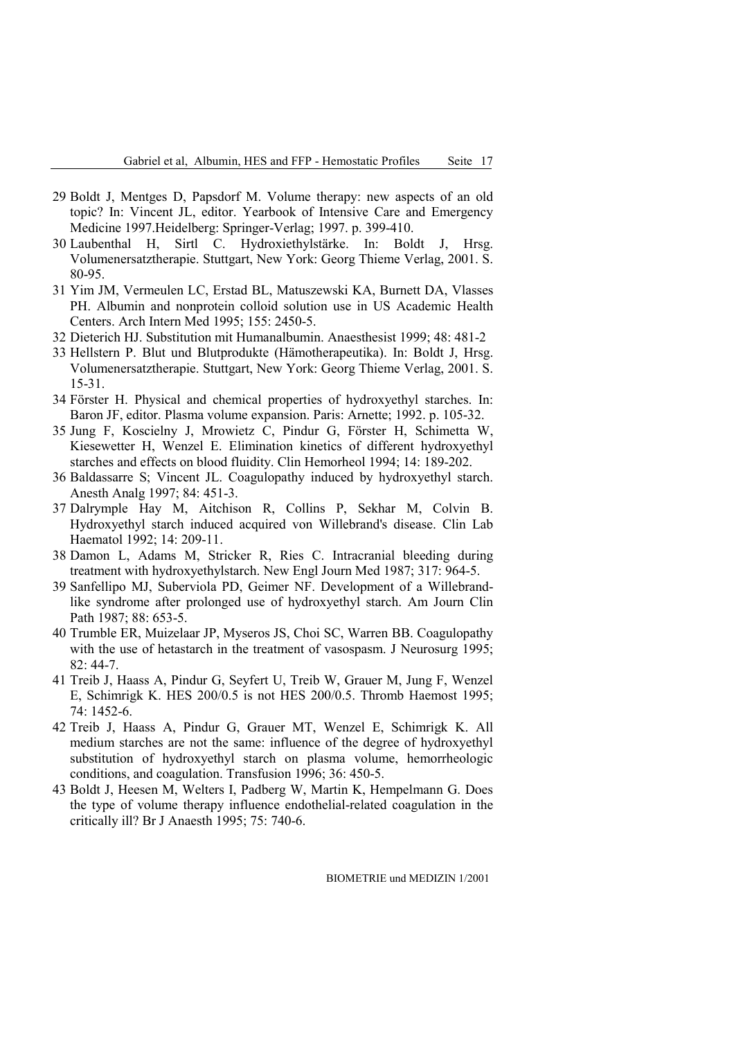29 Boldt J, Mentges D, Papsdorf M. Volume therapy: new aspects of an old topic? In: Vincent JL, editor. Yearbook of Intensive Care and Emergency Medicine 1997.Heidelberg: Springer-Verlag; 1997. p. 399-410.

30 Laubenthal H, Sirtl C. Hydroxiethylstärke. In: Boldt J, Hrsg. Volumenersatztherapie. Stuttgart, New York: Georg Thieme Verlag, 2001. S. 80-95.

31 Yim JM, Vermeulen LC, Erstad BL, Matuszewski KA, Burnett DA, Vlasses PH. Albumin and nonprotein colloid solution use in US Academic Health Centers. Arch Intern Med 1995; 155: 2450-5.

32 Dieterich HJ. Substitution mit Humanalbumin. Anaesthesist 1999; 48: 481-2

33 Hellstern P. Blut und Blutprodukte (Hämotherapeutika). In: Boldt J, Hrsg. Volumenersatztherapie. Stuttgart, New York: Georg Thieme Verlag, 2001. S. 15-31.

34 Förster H. Physical and chemical properties of hydroxyethyl starches. In: Baron JF, editor. Plasma volume expansion. Paris: Arnette; 1992. p. 105-32.

35 Jung F, Koscielny J, Mrowietz C, Pindur G, Förster H, Schimetta W, Kiesewetter H, Wenzel E. Elimination kinetics of different hydroxyethyl starches and effects on blood fluidity. Clin Hemorheol 1994; 14: 189-202.

36 Baldassarre S; Vincent JL. Coagulopathy induced by hydroxyethyl starch. Anesth Analg 1997; 84: 451-3.

37 Dalrymple Hay M, Aitchison R, Collins P, Sekhar M, Colvin B. Hydroxyethyl starch induced acquired von Willebrand's disease. Clin Lab Haematol 1992; 14: 209-11.

38 Damon L, Adams M, Stricker R, Ries C. Intracranial bleeding during treatment with hydroxyethylstarch. New Engl Journ Med 1987; 317: 964-5.

39 Sanfellipo MJ, Suberviola PD, Geimer NF. Development of a Willebrand-like syndrome after prolonged use of hydroxyethyl starch. Am Journ Clin Path 1987; 88: 653-5.

40 Trumble ER, Muizelaar JP, Myseros JS, Choi SC, Warren BB. Coagulopathy with the use of hetastarch in the treatment of vasospasm. J Neurosurg 1995; 82: 44-7.

41 Treib J, Haass A, Pindur G, Seyfert U, Treib W, Grauer M, Jung F, Wenzel E, Schimrigk K. HES 200/0.5 is not HES 200/0.5. Thromb Haemost 1995; 74: 1452-6.

42 Treib J, Haass A, Pindur G, Grauer MT, Wenzel E, Schimrigk K. All medium starches are not the same: influence of the degree of hydroxyethyl substitution of hydroxyethyl starch on plasma volume, hemorrheologic conditions, and coagulation. Transfusion 1996; 36: 450-5.

43 Boldt J, Heesen M, Welters I, Padberg W, Martin K, Hempelmann G. Does the type of volume therapy influence endothelial-related coagulation in the critically ill? Br J Anaesth 1995; 75: 740-6.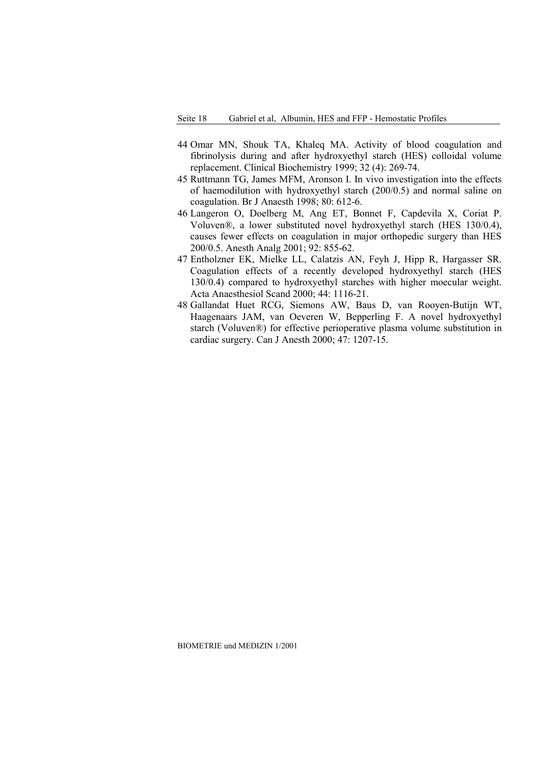44 Omar MN, Shouk TA, Khaleq MA. Activity of blood coagulation and fibrinolysis during and after hydroxyethyl starch (HES) colloidal volume replacement. Clinical Biochemistry 1999; 32 (4): 269-74.

45 Ruttmann TG, James MFM, Aronson I. In vivo investigation into the effects of haemodilution with hydroxyethyl starch (200/0.5) and normal saline on coagulation. Br J Anaesth 1998; 80: 612-6.

46 Langeron O, Doelberg M, Ang ET, Bonnet F, Capdevila X, Coriat P. Voluven®, a lower substituted novel hydroxyethyl starch (HES 130/0.4), causes fewer effects on coagulation in major orthopedic surgery than HES 200/0.5. Anesth Analg 2001; 92: 855-62.

47 Entholzner EK, Mielke LL, Calatzis AN, Feyh J, Hipp R, Hargasser SR. Coagulation effects of a recently developed hydroxyethyl starch (HES 130/0.4) compared to hydroxyethyl starches with higher moecular weight. Acta Anaesthesiol Scand 2000; 44: 1116-21.

48 Gallandat Huet RCG, Siemons AW, Baus D, van Rooyen-Butijn WT, Haagenaars JAM, van Oeveren W, Bepperling F. A novel hydroxyethyl starch (Voluven®) for effective perioperative plasma volume substitution in cardiac surgery. Can J Anesth 2000; 47: 1207-15.